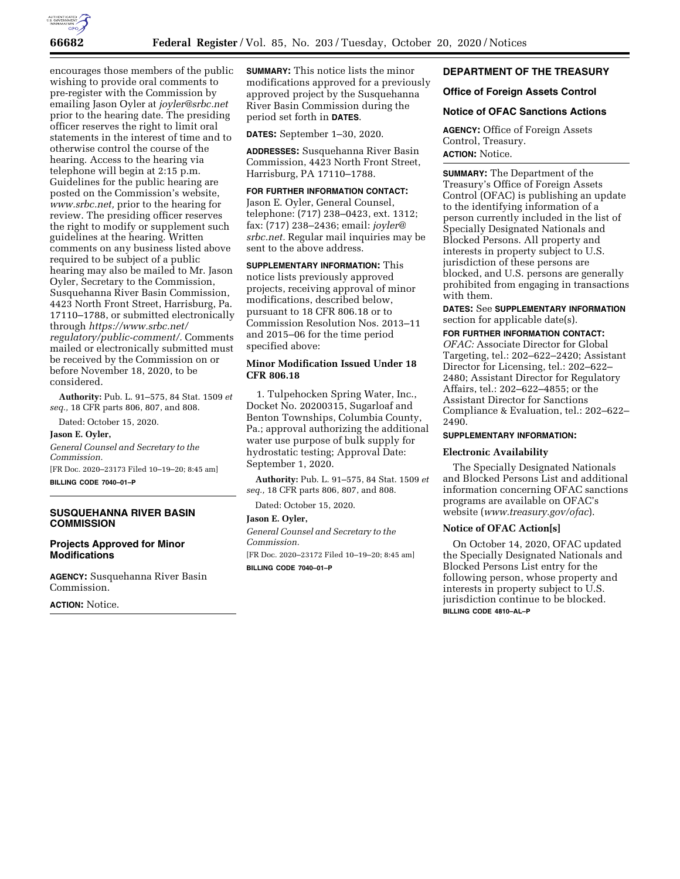encourages those members of the public wishing to provide oral comments to pre-register with the Commission by emailing Jason Oyler at *joyler@srbc.net* prior to the hearing date. The presiding officer reserves the right to limit oral statements in the interest of time and to otherwise control the course of the hearing. Access to the hearing via telephone will begin at 2:15 p.m. Guidelines for the public hearing are posted on the Commission's website, *www.srbc.net,* prior to the hearing for review. The presiding officer reserves the right to modify or supplement such guidelines at the hearing. Written comments on any business listed above required to be subject of a public hearing may also be mailed to Mr. Jason Oyler, Secretary to the Commission, Susquehanna River Basin Commission, 4423 North Front Street, Harrisburg, Pa. 17110–1788, or submitted electronically through *https://www.srbc.net/regulatory/public-comment/.* Comments mailed or electronically submitted must be received by the Commission on or before November 18, 2020, to be considered.

**Authority:** Pub. L. 91–575, 84 Stat. 1509 *et seq.,* 18 CFR parts 806, 807, and 808.

Dated: October 15, 2020.

**Jason E. Oyler,**

*General Counsel and Secretary to the Commission.*

[FR Doc. 2020–23173 Filed 10–19–20; 8:45 am]

**BILLING CODE 7040–01–P**

## SUSQUEHANNA RIVER BASIN COMMISSION

### Projects Approved for Minor Modifications

**AGENCY:** Susquehanna River Basin Commission.

**ACTION:** Notice.

**SUMMARY:** This notice lists the minor modifications approved for a previously approved project by the Susquehanna River Basin Commission during the period set forth in **DATES**.

**DATES:** September 1–30, 2020.

**ADDRESSES:** Susquehanna River Basin Commission, 4423 North Front Street, Harrisburg, PA 17110–1788.

**FOR FURTHER INFORMATION CONTACT:** Jason E. Oyler, General Counsel, telephone: (717) 238–0423, ext. 1312; fax: (717) 238–2436; email: *joyler@srbc.net.* Regular mail inquiries may be sent to the above address.

**SUPPLEMENTARY INFORMATION:** This notice lists previously approved projects, receiving approval of minor modifications, described below, pursuant to 18 CFR 806.18 or to Commission Resolution Nos. 2013–11 and 2015–06 for the time period specified above:

### Minor Modification Issued Under 18 CFR 806.18

1. Tulpehocken Spring Water, Inc., Docket No. 20200315, Sugarloaf and Benton Townships, Columbia County, Pa.; approval authorizing the additional water use purpose of bulk supply for hydrostatic testing; Approval Date: September 1, 2020.

**Authority:** Pub. L. 91–575, 84 Stat. 1509 *et seq.,* 18 CFR parts 806, 807, and 808.

Dated: October 15, 2020.

**Jason E. Oyler,**

*General Counsel and Secretary to the Commission.*

[FR Doc. 2020–23172 Filed 10–19–20; 8:45 am]

**BILLING CODE 7040–01–P**

## DEPARTMENT OF THE TREASURY

### Office of Foreign Assets Control

### Notice of OFAC Sanctions Actions

**AGENCY:** Office of Foreign Assets Control, Treasury.

**ACTION:** Notice.

**SUMMARY:** The Department of the Treasury's Office of Foreign Assets Control (OFAC) is publishing an update to the identifying information of a person currently included in the list of Specially Designated Nationals and Blocked Persons. All property and interests in property subject to U.S. jurisdiction of these persons are blocked, and U.S. persons are generally prohibited from engaging in transactions with them.

**DATES:** See **SUPPLEMENTARY INFORMATION** section for applicable date(s).

**FOR FURTHER INFORMATION CONTACT:** *OFAC:* Associate Director for Global Targeting, tel.: 202–622–2420; Assistant Director for Licensing, tel.: 202–622–2480; Assistant Director for Regulatory Affairs, tel.: 202–622–4855; or the Assistant Director for Sanctions Compliance & Evaluation, tel.: 202–622–2490.

**SUPPLEMENTARY INFORMATION:**

#### Electronic Availability

The Specially Designated Nationals and Blocked Persons List and additional information concerning OFAC sanctions programs are available on OFAC's website (*www.treasury.gov/ofac*).

#### Notice of OFAC Action[s]

On October 14, 2020, OFAC updated the Specially Designated Nationals and Blocked Persons List entry for the following person, whose property and interests in property subject to U.S. jurisdiction continue to be blocked.

**BILLING CODE 4810–AL–P**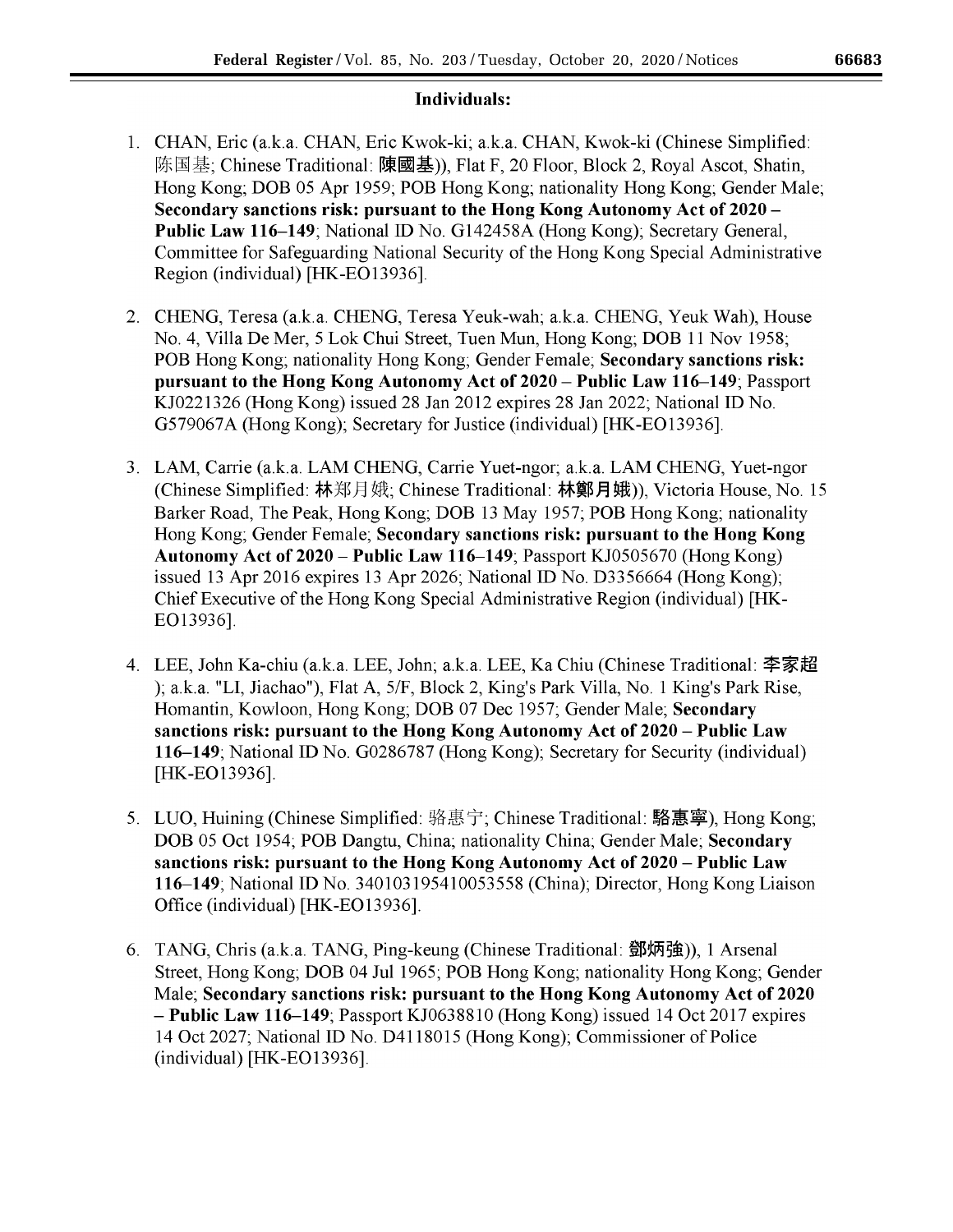## Individuals:

1. CHAN, Eric (a.k.a. CHAN, Eric Kwok-ki; a.k.a. CHAN, Kwok-ki (Chinese Simplified: 陈国基; Chinese Traditional: 陳國基)), Flat F, 20 Floor, Block 2, Royal Ascot, Shatin, Hong Kong; DOB 05 Apr 1959; POB Hong Kong; nationality Hong Kong; Gender Male; **Secondary sanctions risk: pursuant to the Hong Kong Autonomy Act of 2020 – Public Law 116–149**; National ID No. G142458A (Hong Kong); Secretary General, Committee for Safeguarding National Security of the Hong Kong Special Administrative Region (individual) [HK-EO13936].

2. CHENG, Teresa (a.k.a. CHENG, Teresa Yeuk-wah; a.k.a. CHENG, Yeuk Wah), House No. 4, Villa De Mer, 5 Lok Chui Street, Tuen Mun, Hong Kong; DOB 11 Nov 1958; POB Hong Kong; nationality Hong Kong; Gender Female; **Secondary sanctions risk: pursuant to the Hong Kong Autonomy Act of 2020 – Public Law 116–149**; Passport KJ0221326 (Hong Kong) issued 28 Jan 2012 expires 28 Jan 2022; National ID No. G579067A (Hong Kong); Secretary for Justice (individual) [HK-EO13936].

3. LAM, Carrie (a.k.a. LAM CHENG, Carrie Yuet-ngor; a.k.a. LAM CHENG, Yuet-ngor (Chinese Simplified: 林郑月娥; Chinese Traditional: 林鄭月娥)), Victoria House, No. 15 Barker Road, The Peak, Hong Kong; DOB 13 May 1957; POB Hong Kong; nationality Hong Kong; Gender Female; **Secondary sanctions risk: pursuant to the Hong Kong Autonomy Act of 2020 – Public Law 116–149**; Passport KJ0505670 (Hong Kong) issued 13 Apr 2016 expires 13 Apr 2026; National ID No. D3356664 (Hong Kong); Chief Executive of the Hong Kong Special Administrative Region (individual) [HK-EO13936].

4. LEE, John Ka-chiu (a.k.a. LEE, John; a.k.a. LEE, Ka Chiu (Chinese Traditional: 李家超); a.k.a. "LI, Jiachao"), Flat A, 5/F, Block 2, King's Park Villa, No. 1 King's Park Rise, Homantin, Kowloon, Hong Kong; DOB 07 Dec 1957; Gender Male; **Secondary sanctions risk: pursuant to the Hong Kong Autonomy Act of 2020 – Public Law 116–149**; National ID No. G0286787 (Hong Kong); Secretary for Security (individual) [HK-EO13936].

5. LUO, Huining (Chinese Simplified: 骆惠宁; Chinese Traditional: 駱惠寧), Hong Kong; DOB 05 Oct 1954; POB Dangtu, China; nationality China; Gender Male; **Secondary sanctions risk: pursuant to the Hong Kong Autonomy Act of 2020 – Public Law 116–149**; National ID No. 340103195410053558 (China); Director, Hong Kong Liaison Office (individual) [HK-EO13936].

6. TANG, Chris (a.k.a. TANG, Ping-keung (Chinese Traditional: 鄧炳強)), 1 Arsenal Street, Hong Kong; DOB 04 Jul 1965; POB Hong Kong; nationality Hong Kong; Gender Male; **Secondary sanctions risk: pursuant to the Hong Kong Autonomy Act of 2020 – Public Law 116–149**; Passport KJ0638810 (Hong Kong) issued 14 Oct 2017 expires 14 Oct 2027; National ID No. D4118015 (Hong Kong); Commissioner of Police (individual) [HK-EO13936].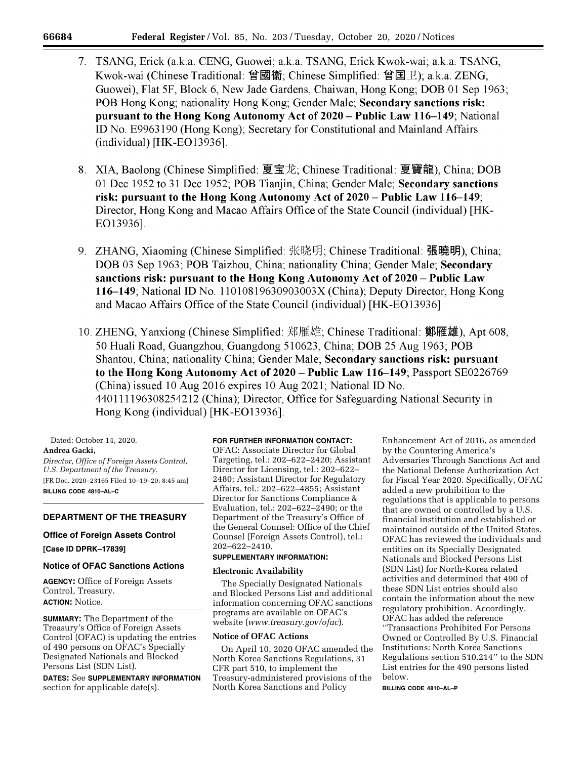7. TSANG, Erick (a.k.a. CENG, Guowei; a.k.a. TSANG, Erick Kwok-wai; a.k.a. TSANG, Kwok-wai (Chinese Traditional: 曾國衞; Chinese Simplified: 曾国卫); a.k.a. ZENG, Guowei), Flat 5F, Block 6, New Jade Gardens, Chaiwan, Hong Kong; DOB 01 Sep 1963; POB Hong Kong; nationality Hong Kong; Gender Male; **Secondary sanctions risk: pursuant to the Hong Kong Autonomy Act of 2020 – Public Law 116–149**; National ID No. E9963190 (Hong Kong); Secretary for Constitutional and Mainland Affairs (individual) [HK-EO13936].

8. XIA, Baolong (Chinese Simplified: 夏宝龙; Chinese Traditional: 夏寶龍), China; DOB 01 Dec 1952 to 31 Dec 1952; POB Tianjin, China; Gender Male; **Secondary sanctions risk: pursuant to the Hong Kong Autonomy Act of 2020 – Public Law 116–149**; Director, Hong Kong and Macao Affairs Office of the State Council (individual) [HK-EO13936].

9. ZHANG, Xiaoming (Chinese Simplified: 张晓明; Chinese Traditional: 張曉明), China; DOB 03 Sep 1963; POB Taizhou, China; nationality China; Gender Male; **Secondary sanctions risk: pursuant to the Hong Kong Autonomy Act of 2020 – Public Law 116–149**; National ID No. 11010819630903003X (China); Deputy Director, Hong Kong and Macao Affairs Office of the State Council (individual) [HK-EO13936].

10. ZHENG, Yanxiong (Chinese Simplified: 郑雁雄; Chinese Traditional: 鄭雁雄), Apt 608, 50 Huali Road, Guangzhou, Guangdong 510623, China; DOB 25 Aug 1963; POB Shantou, China; nationality China; Gender Male; **Secondary sanctions risk: pursuant to the Hong Kong Autonomy Act of 2020 – Public Law 116–149**; Passport SE0226769 (China) issued 10 Aug 2016 expires 10 Aug 2021; National ID No. 440111196308254212 (China); Director, Office for Safeguarding National Security in Hong Kong (individual) [HK-EO13936].

Dated: October 14, 2020.

**Andrea Gacki,**

*Director, Office of Foreign Assets Control, U.S. Department of the Treasury.*

[FR Doc. 2020–23165 Filed 10–19–20; 8:45 am]

**BILLING CODE 4810–AL–C**

---

## DEPARTMENT OF THE TREASURY

### Office of Foreign Assets Control

**[Case ID DPRK–17839]**

### Notice of OFAC Sanctions Actions

**AGENCY:** Office of Foreign Assets Control, Treasury.

**ACTION:** Notice.

**SUMMARY:** The Department of the Treasury's Office of Foreign Assets Control (OFAC) is updating the entries of 490 persons on OFAC's Specially Designated Nationals and Blocked Persons List (SDN List).

**DATES:** See **SUPPLEMENTARY INFORMATION** section for applicable date(s).

**FOR FURTHER INFORMATION CONTACT:** OFAC: Associate Director for Global Targeting, tel.: 202–622–2420; Assistant Director for Licensing, tel.: 202–622–2480; Assistant Director for Regulatory Affairs, tel.: 202–622–4855; Assistant Director for Sanctions Compliance & Evaluation, tel.: 202–622–2490; or the Department of the Treasury's Office of the General Counsel: Office of the Chief Counsel (Foreign Assets Control), tel.: 202–622–2410.

**SUPPLEMENTARY INFORMATION:**

#### Electronic Availability

The Specially Designated Nationals and Blocked Persons List and additional information concerning OFAC sanctions programs are available on OFAC's website (*www.treasury.gov/ofac*).

#### Notice of OFAC Actions

On April 10, 2020 OFAC amended the North Korea Sanctions Regulations, 31 CFR part 510, to implement the Treasury-administered provisions of the North Korea Sanctions and Policy Enhancement Act of 2016, as amended by the Countering America's Adversaries Through Sanctions Act and the National Defense Authorization Act for Fiscal Year 2020. Specifically, OFAC added a new prohibition to the regulations that is applicable to persons that are owned or controlled by a U.S. financial institution and established or maintained outside of the United States. OFAC has reviewed the individuals and entities on its Specially Designated Nationals and Blocked Persons List (SDN List) for North-Korea related activities and determined that 490 of these SDN List entries should also contain the information about the new regulatory prohibition. Accordingly, OFAC has added the reference "Transactions Prohibited For Persons Owned or Controlled By U.S. Financial Institutions: North Korea Sanctions Regulations section 510.214" to the SDN List entries for the 490 persons listed below.

**BILLING CODE 4810–AL–P**